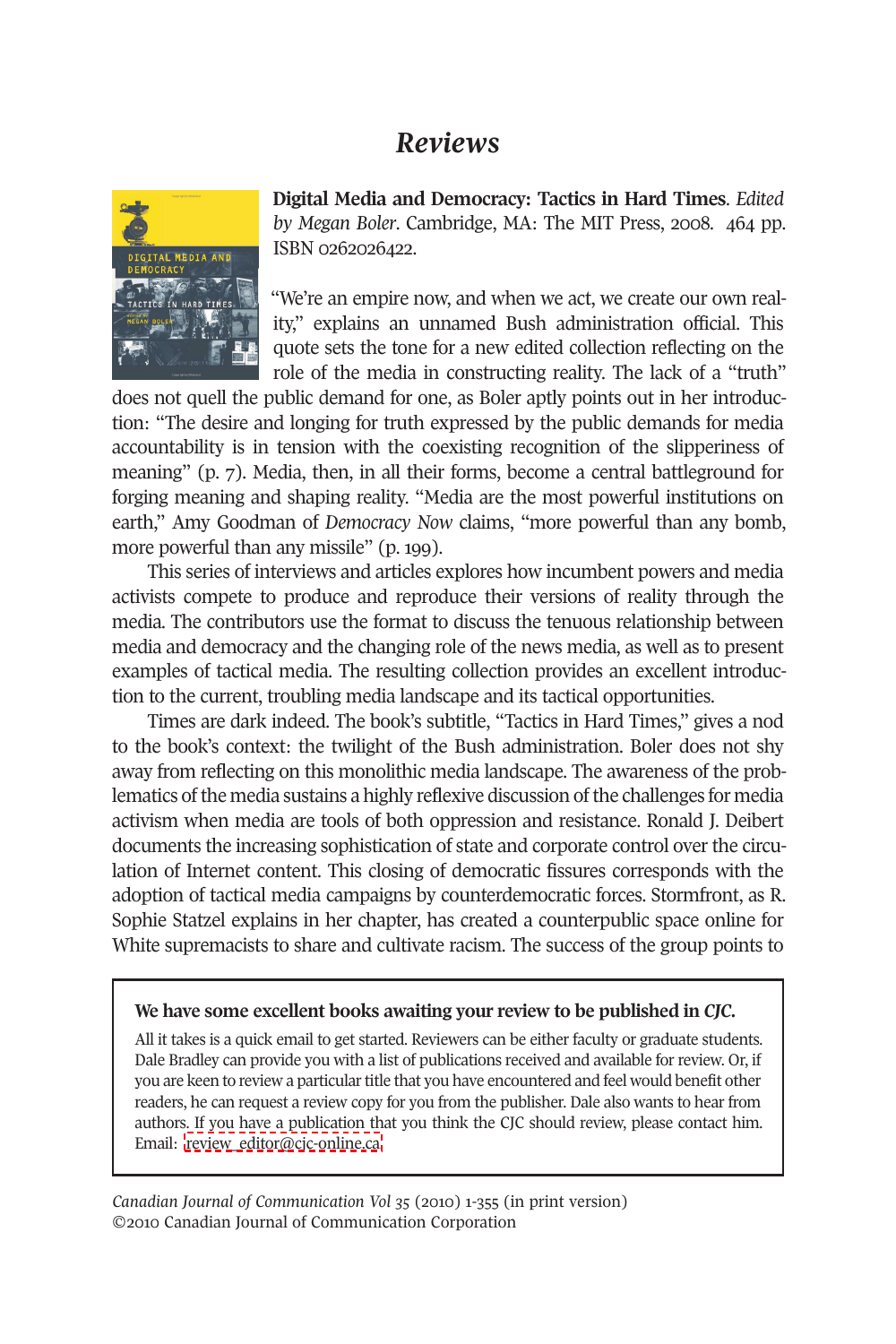# *Reviews*

**Digital Media and Democracy: Tactics in Hard Times**. *Edited by Megan Boler*. Cambridge, MA: The MIT Press, 2008. 464 pp. ISBN 0262026422.

"We're an empire now, and when we act, we create our own reality," explains an unnamed Bush administration official. This quote sets the tone for a new edited collection reflecting on the role of the media in constructing reality. The lack of a "truth" does not quell the public demand for one, as Boler aptly points out in her introduction: "The desire and longing for truth expressed by the public demands for media accountability is in tension with the coexisting recognition of the slipperiness of meaning" (p. 7). Media, then, in all their forms, become a central battleground for forging meaning and shaping reality. "Media are the most powerful institutions on earth," Amy Goodman of *Democracy Now* claims, "more powerful than any bomb, more powerful than any missile" (p. 199).

This series of interviews and articles explores how incumbent powers and media activists compete to produce and reproduce their versions of reality through the media. The contributors use the format to discuss the tenuous relationship between media and democracy and the changing role of the news media, as well as to present examples of tactical media. The resulting collection provides an excellent introduction to the current, troubling media landscape and its tactical opportunities.

Times are dark indeed. The book's subtitle, "Tactics in Hard Times," gives a nod to the book's context: the twilight of the Bush administration. Boler does not shy away from reflecting on this monolithic media landscape. The awareness of the problematics of the media sustains a highly reflexive discussion of the challenges for media activism when media are tools of both oppression and resistance. Ronald J. Deibert documents the increasing sophistication of state and corporate control over the circulation of Internet content. This closing of democratic fissures corresponds with the adoption of tactical media campaigns by counterdemocratic forces. Stormfront, as R. Sophie Statzel explains in her chapter, has created a counterpublic space online for White supremacists to share and cultivate racism. The success of the group points to

---

**We have some excellent books awaiting your review to be published in *CJC*.**

All it takes is a quick email to get started. Reviewers can be either faculty or graduate students. Dale Bradley can provide you with a list of publications received and available for review. Or, if you are keen to review a particular title that you have encountered and feel would benefit other readers, he can request a review copy for you from the publisher. Dale also wants to hear from authors. If you have a publication that you think the CJC should review, please contact him. Email: review_editor@cjc-online.ca

---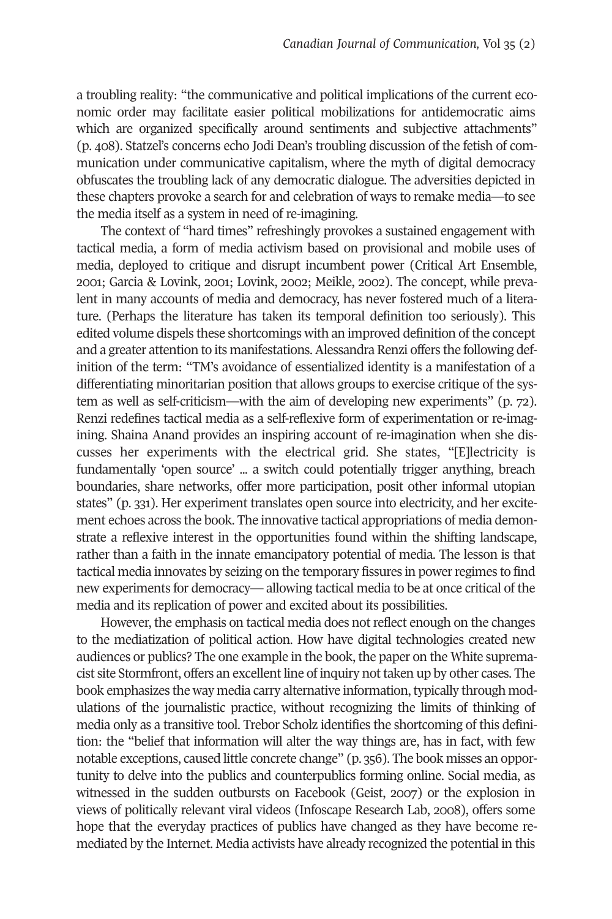a troubling reality: "the communicative and political implications of the current economic order may facilitate easier political mobilizations for antidemocratic aims which are organized specifically around sentiments and subjective attachments" (p. 408). Statzel's concerns echo Jodi Dean's troubling discussion of the fetish of communication under communicative capitalism, where the myth of digital democracy obfuscates the troubling lack of any democratic dialogue. The adversities depicted in these chapters provoke a search for and celebration of ways to remake media—to see the media itself as a system in need of re-imagining.

The context of "hard times" refreshingly provokes a sustained engagement with tactical media, a form of media activism based on provisional and mobile uses of media, deployed to critique and disrupt incumbent power (Critical Art Ensemble, 2001; Garcia & Lovink, 2001; Lovink, 2002; Meikle, 2002). The concept, while prevalent in many accounts of media and democracy, has never fostered much of a literature. (Perhaps the literature has taken its temporal definition too seriously). This edited volume dispels these shortcomings with an improved definition of the concept and a greater attention to its manifestations. Alessandra Renzi offers the following definition of the term: "TM's avoidance of essentialized identity is a manifestation of a differentiating minoritarian position that allows groups to exercise critique of the system as well as self-criticism—with the aim of developing new experiments" (p. 72). Renzi redefines tactical media as a self-reflexive form of experimentation or re-imagining. Shaina Anand provides an inspiring account of re-imagination when she discusses her experiments with the electrical grid. She states, "[E]lectricity is fundamentally 'open source' … a switch could potentially trigger anything, breach boundaries, share networks, offer more participation, posit other informal utopian states" (p. 331). Her experiment translates open source into electricity, and her excitement echoes across the book. The innovative tactical appropriations of media demonstrate a reflexive interest in the opportunities found within the shifting landscape, rather than a faith in the innate emancipatory potential of media. The lesson is that tactical media innovates by seizing on the temporary fissures in power regimes to find new experiments for democracy— allowing tactical media to be at once critical of the media and its replication of power and excited about its possibilities.

However, the emphasis on tactical media does not reflect enough on the changes to the mediatization of political action. How have digital technologies created new audiences or publics? The one example in the book, the paper on the White supremacist site Stormfront, offers an excellent line of inquiry not taken up by other cases. The book emphasizes the way media carry alternative information, typically through modulations of the journalistic practice, without recognizing the limits of thinking of media only as a transitive tool. Trebor Scholz identifies the shortcoming of this definition: the "belief that information will alter the way things are, has in fact, with few notable exceptions, caused little concrete change" (p. 356). The book misses an opportunity to delve into the publics and counterpublics forming online. Social media, as witnessed in the sudden outbursts on Facebook (Geist, 2007) or the explosion in views of politically relevant viral videos (Infoscape Research Lab, 2008), offers some hope that the everyday practices of publics have changed as they have become re-mediated by the Internet. Media activists have already recognized the potential in this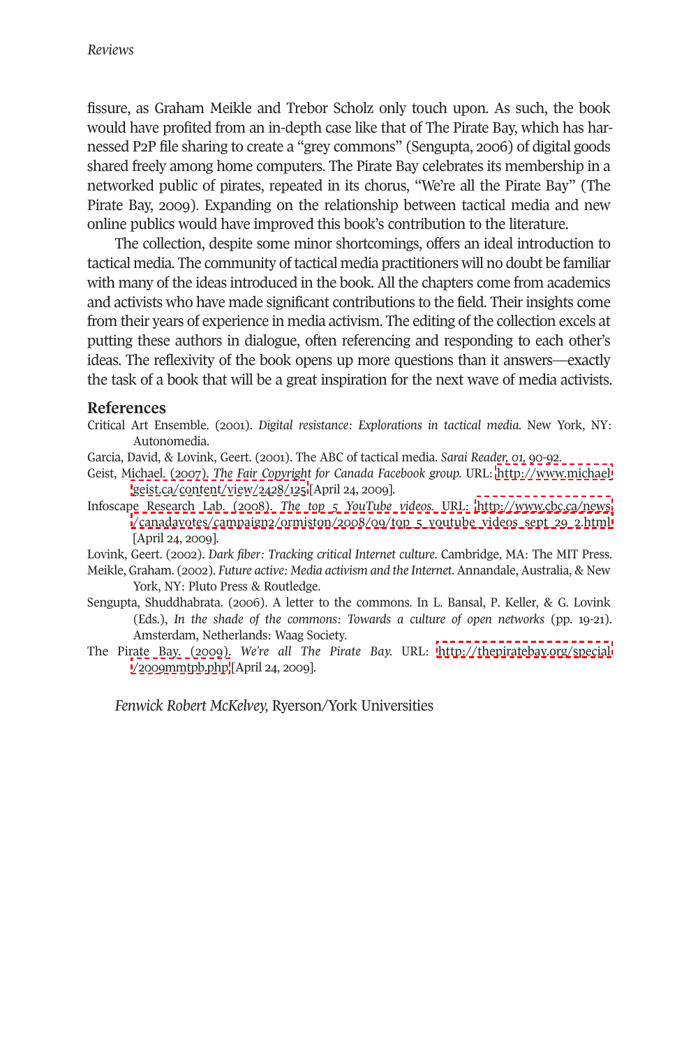fissure, as Graham Meikle and Trebor Scholz only touch upon. As such, the book would have profited from an in-depth case like that of The Pirate Bay, which has harnessed P2P file sharing to create a "grey commons" (Sengupta, 2006) of digital goods shared freely among home computers. The Pirate Bay celebrates its membership in a networked public of pirates, repeated in its chorus, "We're all the Pirate Bay" (The Pirate Bay, 2009). Expanding on the relationship between tactical media and new online publics would have improved this book's contribution to the literature.

The collection, despite some minor shortcomings, offers an ideal introduction to tactical media. The community of tactical media practitioners will no doubt be familiar with many of the ideas introduced in the book. All the chapters come from academics and activists who have made significant contributions to the field. Their insights come from their years of experience in media activism. The editing of the collection excels at putting these authors in dialogue, often referencing and responding to each other's ideas. The reflexivity of the book opens up more questions than it answers—exactly the task of a book that will be a great inspiration for the next wave of media activists.

## References

Critical Art Ensemble. (2001). *Digital resistance: Explorations in tactical media.* New York, NY: Autonomedia.

Garcia, David, & Lovink, Geert. (2001). The ABC of tactical media. *Sarai Reader, 01*, 90-92.

Geist, Michael. (2007). *The Fair Copyright for Canada Facebook group.* URL: http://www.michaelgeist.ca/content/view/2428/125 [April 24, 2009].

Infoscape Research Lab. (2008). *The top 5 YouTube videos.* URL: http://www.cbc.ca/news/canadavotes/campaign2/ormiston/2008/09/top_5_youtube_videos_sept_29_2.html [April 24, 2009].

Lovink, Geert. (2002). *Dark fiber: Tracking critical Internet culture.* Cambridge, MA: The MIT Press.

Meikle, Graham. (2002). *Future active: Media activism and the Internet.* Annandale, Australia, & New York, NY: Pluto Press & Routledge.

Sengupta, Shuddhabrata. (2006). A letter to the commons. In L. Bansal, P. Keller, & G. Lovink (Eds.), *In the shade of the commons: Towards a culture of open networks* (pp. 19-21). Amsterdam, Netherlands: Waag Society.

The Pirate Bay. (2009). *We're all The Pirate Bay.* URL: http://thepiratebay.org/special/2009mmtpb.php [April 24, 2009].

*Fenwick Robert McKelvey,* Ryerson/York Universities